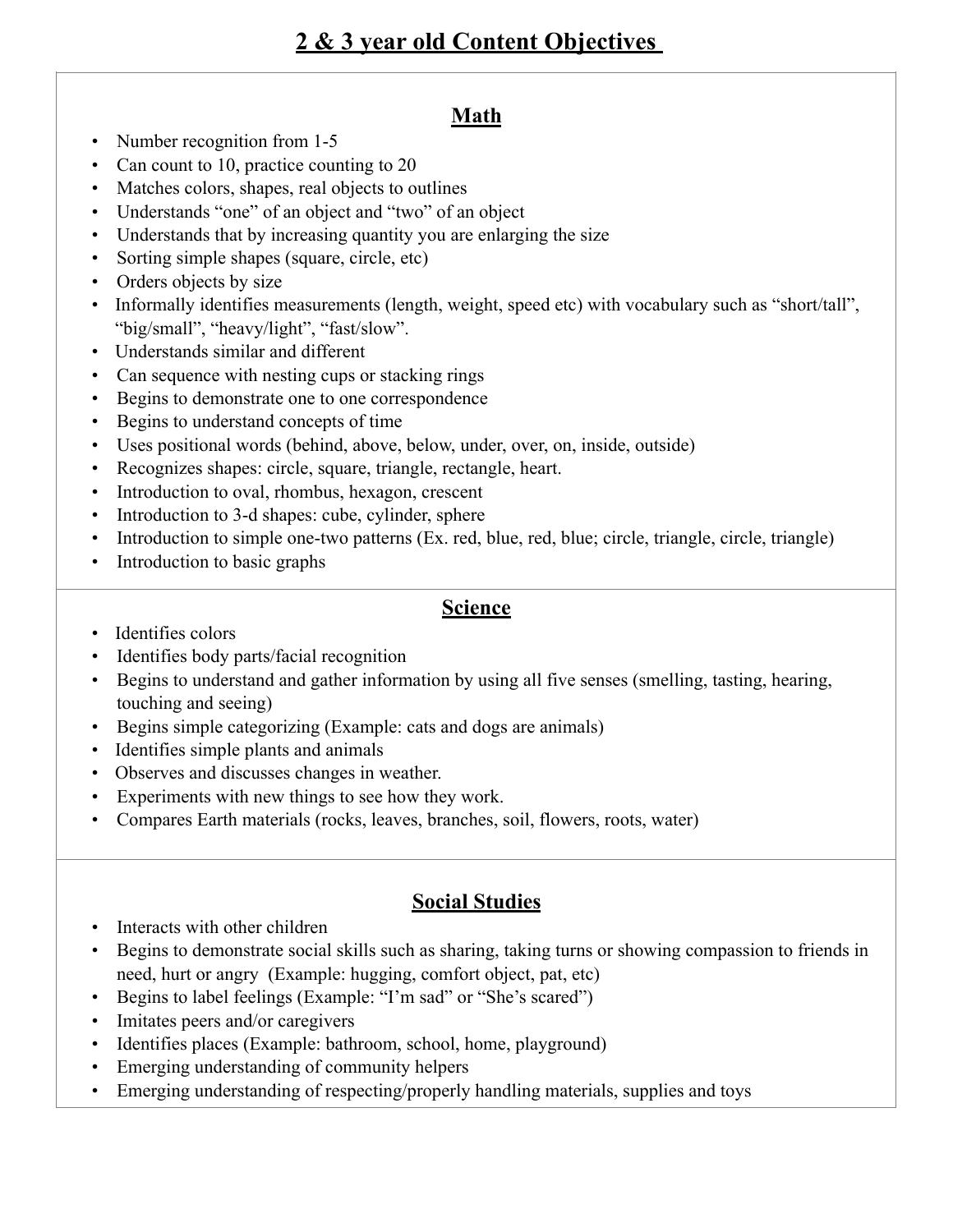# 2 & 3 year old Content Objectives

## Math

- Number recognition from 1-5
- Can count to 10, practice counting to 20
- Matches colors, shapes, real objects to outlines
- Understands "one" of an object and "two" of an object
- Understands that by increasing quantity you are enlarging the size
- Sorting simple shapes (square, circle, etc)
- Orders objects by size
- Informally identifies measurements (length, weight, speed etc) with vocabulary such as "short/tall", "big/small", "heavy/light", "fast/slow".
- Understands similar and different
- Can sequence with nesting cups or stacking rings
- Begins to demonstrate one to one correspondence
- Begins to understand concepts of time
- Uses positional words (behind, above, below, under, over, on, inside, outside)
- Recognizes shapes: circle, square, triangle, rectangle, heart.
- Introduction to oval, rhombus, hexagon, crescent
- Introduction to 3-d shapes: cube, cylinder, sphere
- Introduction to simple one-two patterns (Ex. red, blue, red, blue; circle, triangle, circle, triangle)
- Introduction to basic graphs

## Science

- Identifies colors
- Identifies body parts/facial recognition
- Begins to understand and gather information by using all five senses (smelling, tasting, hearing, touching and seeing)
- Begins simple categorizing (Example: cats and dogs are animals)
- Identifies simple plants and animals
- Observes and discusses changes in weather.
- Experiments with new things to see how they work.
- Compares Earth materials (rocks, leaves, branches, soil, flowers, roots, water)

## Social Studies

- Interacts with other children
- Begins to demonstrate social skills such as sharing, taking turns or showing compassion to friends in need, hurt or angry (Example: hugging, comfort object, pat, etc)
- Begins to label feelings (Example: "I'm sad" or "She's scared")
- Imitates peers and/or caregivers
- Identifies places (Example: bathroom, school, home, playground)
- Emerging understanding of community helpers
- Emerging understanding of respecting/properly handling materials, supplies and toys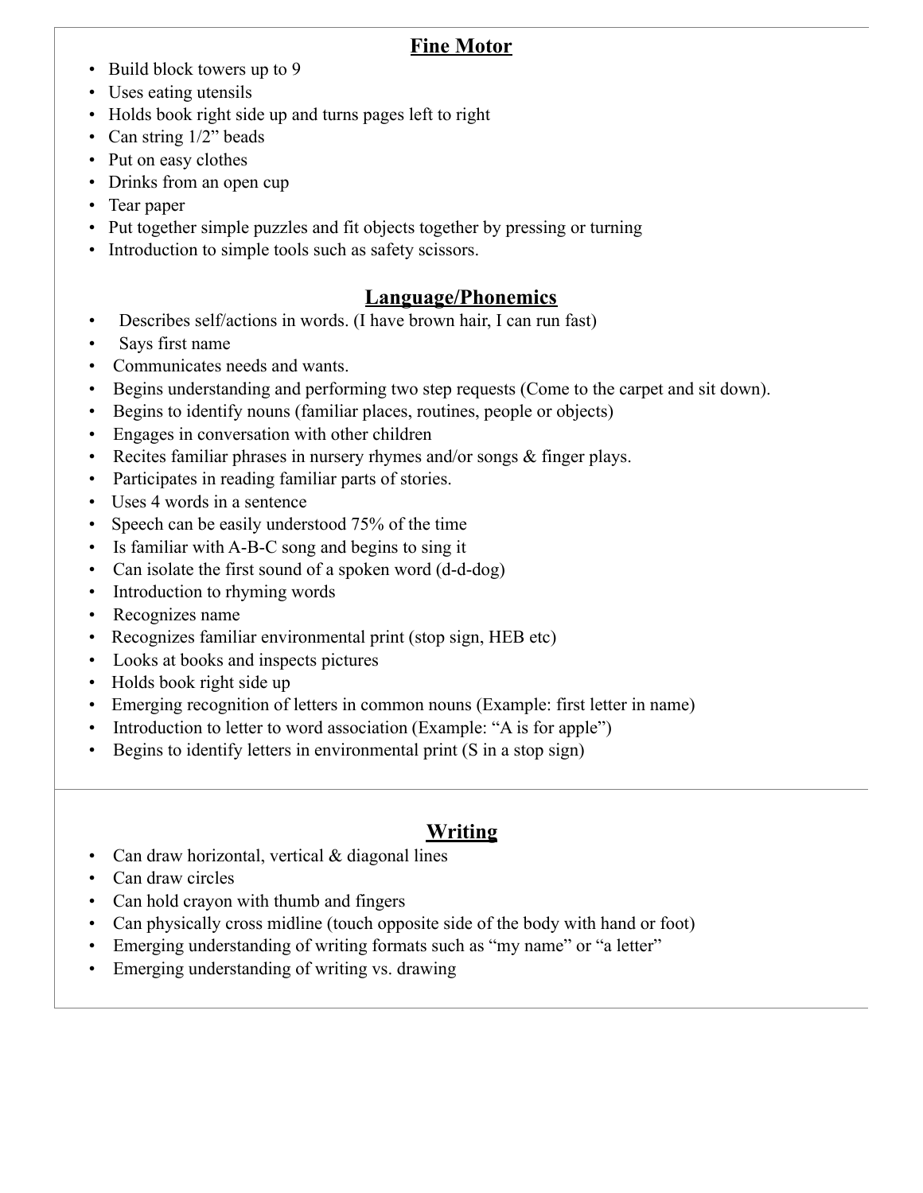## Fine Motor

- Build block towers up to 9
- Uses eating utensils
- Holds book right side up and turns pages left to right
- Can string 1/2" beads
- Put on easy clothes
- Drinks from an open cup
- Tear paper
- Put together simple puzzles and fit objects together by pressing or turning
- Introduction to simple tools such as safety scissors.

## Language/Phonemics

- Describes self/actions in words. (I have brown hair, I can run fast)
- Says first name
- Communicates needs and wants.
- Begins understanding and performing two step requests (Come to the carpet and sit down).
- Begins to identify nouns (familiar places, routines, people or objects)
- Engages in conversation with other children
- Recites familiar phrases in nursery rhymes and/or songs & finger plays.
- Participates in reading familiar parts of stories.
- Uses 4 words in a sentence
- Speech can be easily understood 75% of the time
- Is familiar with A-B-C song and begins to sing it
- Can isolate the first sound of a spoken word (d-d-dog)
- Introduction to rhyming words
- Recognizes name
- Recognizes familiar environmental print (stop sign, HEB etc)
- Looks at books and inspects pictures
- Holds book right side up
- Emerging recognition of letters in common nouns (Example: first letter in name)
- Introduction to letter to word association (Example: "A is for apple")
- Begins to identify letters in environmental print (S in a stop sign)

## Writing

- Can draw horizontal, vertical & diagonal lines
- Can draw circles
- Can hold crayon with thumb and fingers
- Can physically cross midline (touch opposite side of the body with hand or foot)
- Emerging understanding of writing formats such as "my name" or "a letter"
- Emerging understanding of writing vs. drawing